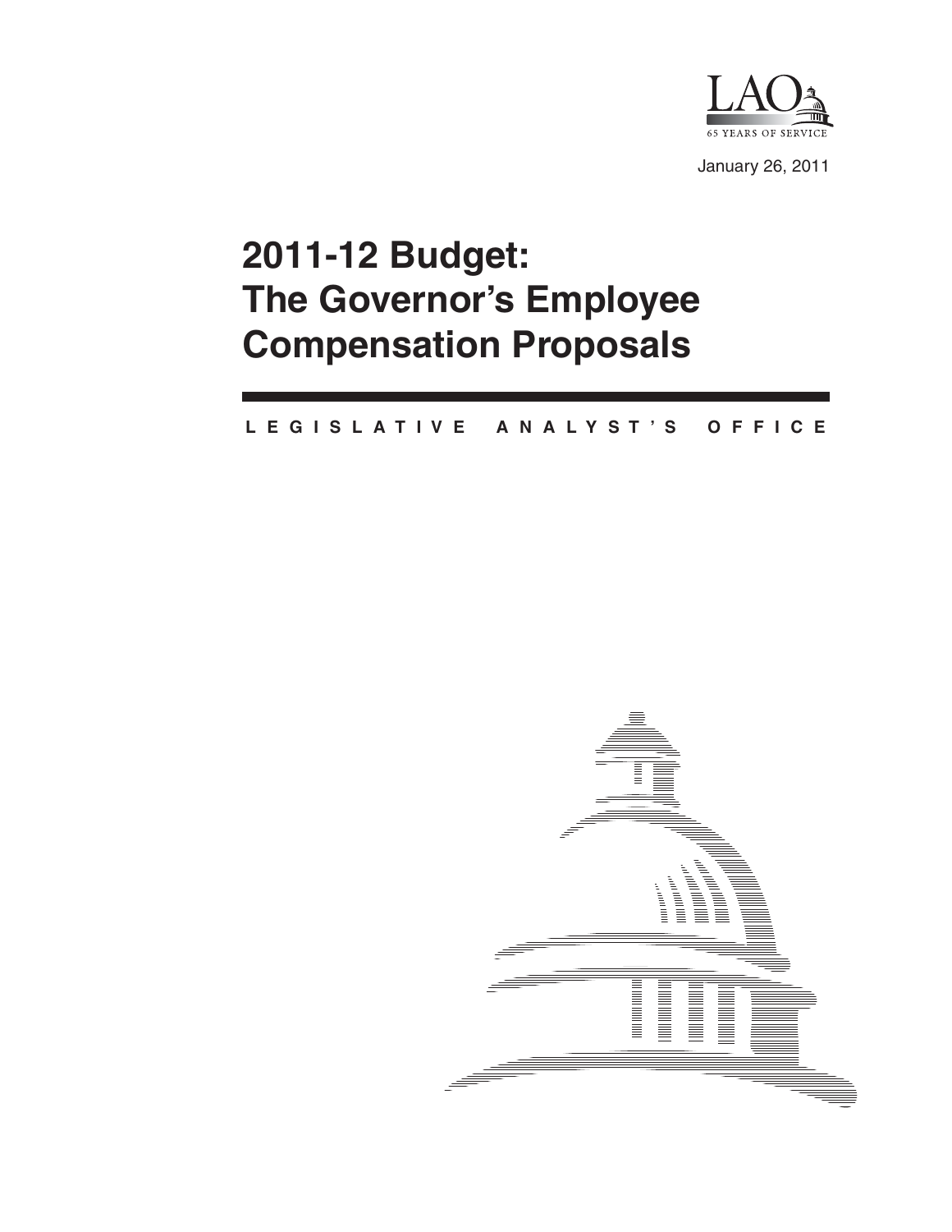LAO

65 YEARS OF SERVICE

January 26, 2011

# 2011-12 Budget: The Governor's Employee Compensation Proposals

LEGISLATIVE ANALYST'S OFFICE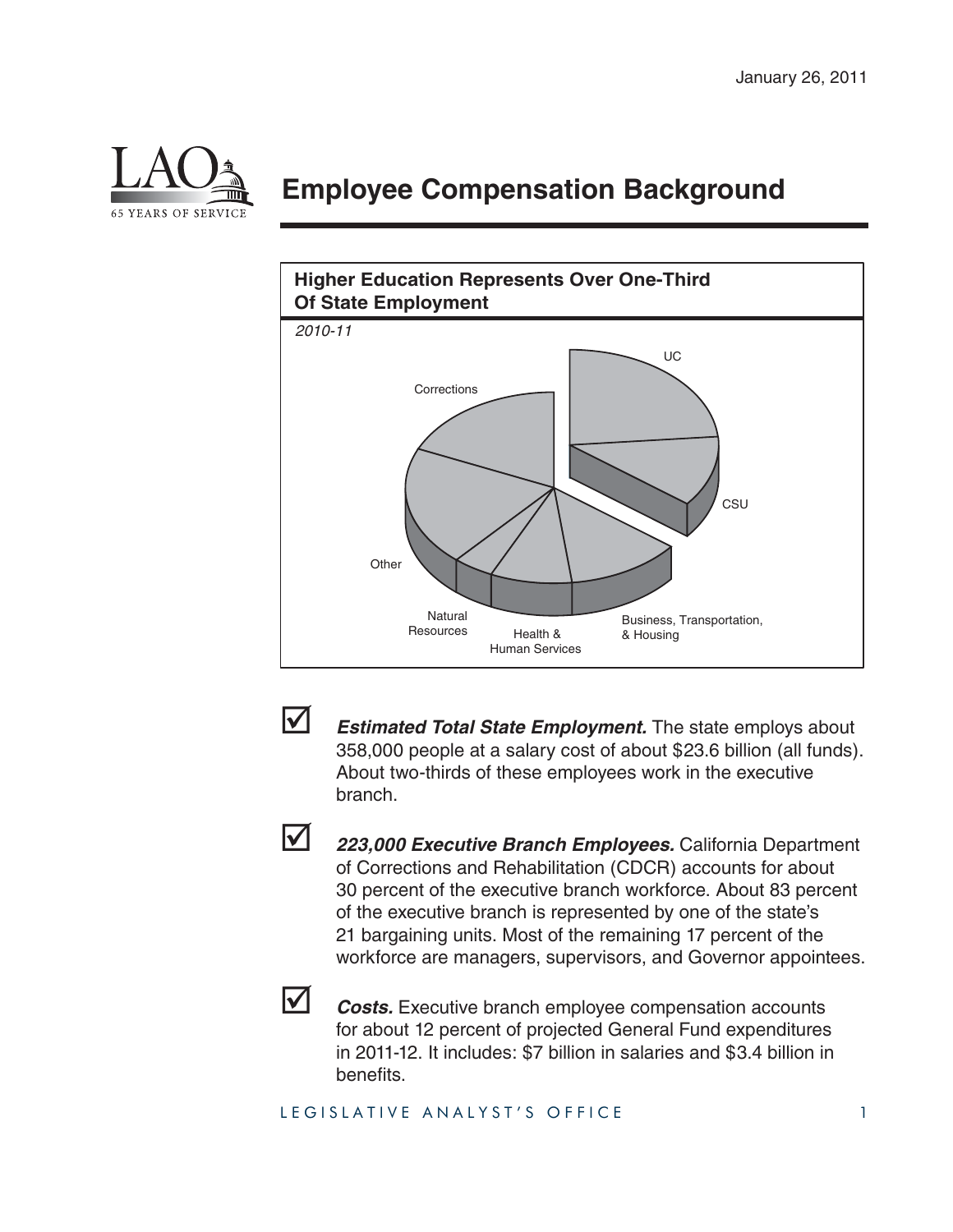January 26, 2011

# Employee Compensation Background

**Higher Education Represents Over One-Third Of State Employment**

*2010-11*

UC

CSU

Corrections

Other

Natural Resources

Health & Human Services

Business, Transportation, & Housing

- ☑ ***Estimated Total State Employment.*** The state employs about 358,000 people at a salary cost of about $23.6 billion (all funds). About two-thirds of these employees work in the executive branch.

- ☑ ***223,000 Executive Branch Employees.*** California Department of Corrections and Rehabilitation (CDCR) accounts for about 30 percent of the executive branch workforce. About 83 percent of the executive branch is represented by one of the state's 21 bargaining units. Most of the remaining 17 percent of the workforce are managers, supervisors, and Governor appointees.

- ☑ ***Costs.*** Executive branch employee compensation accounts for about 12 percent of projected General Fund expenditures in 2011-12. It includes: $7 billion in salaries and $3.4 billion in benefits.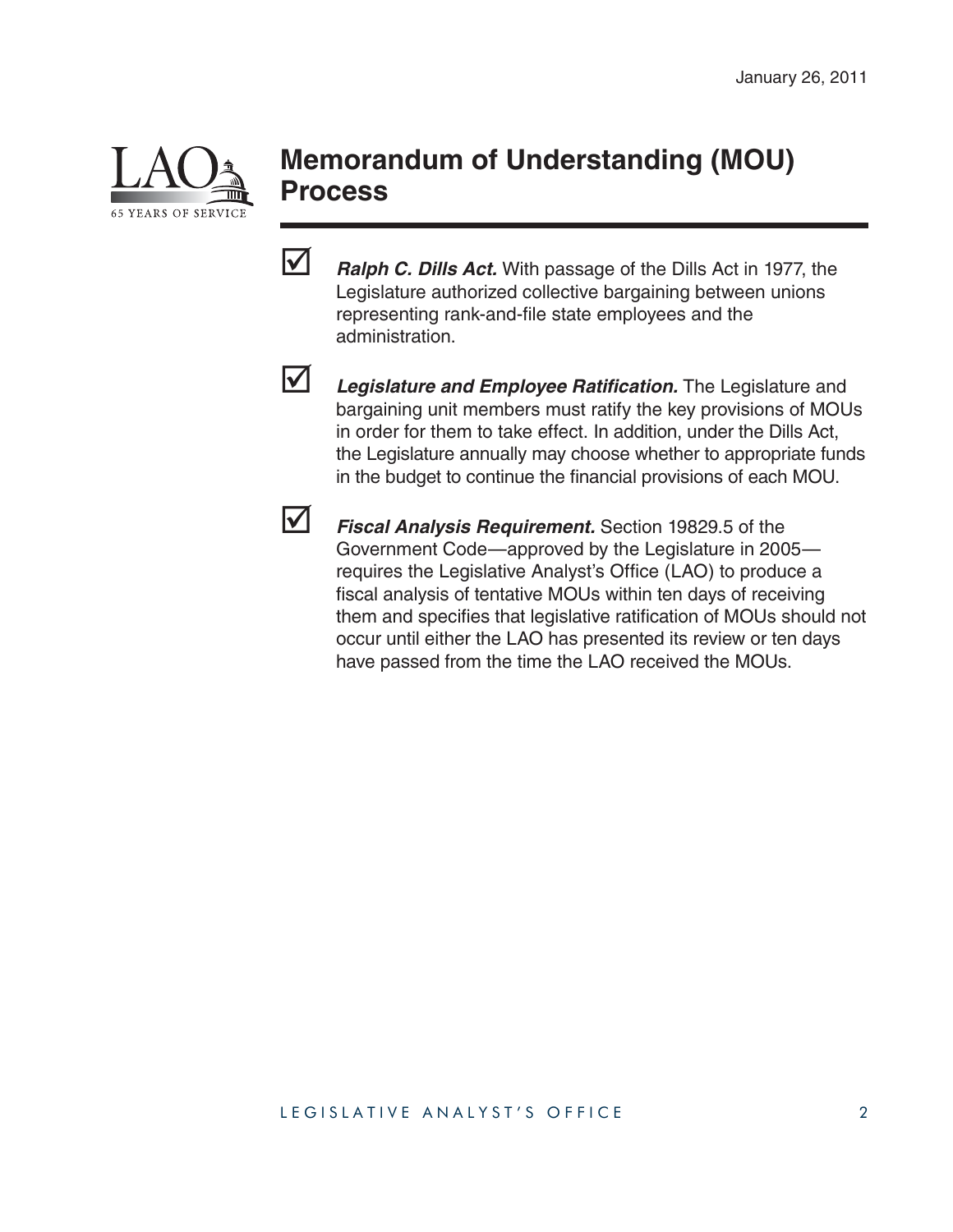January 26, 2011

# Memorandum of Understanding (MOU) Process

- ***Ralph C. Dills Act.*** With passage of the Dills Act in 1977, the Legislature authorized collective bargaining between unions representing rank-and-file state employees and the administration.

- ***Legislature and Employee Ratification.*** The Legislature and bargaining unit members must ratify the key provisions of MOUs in order for them to take effect. In addition, under the Dills Act, the Legislature annually may choose whether to appropriate funds in the budget to continue the financial provisions of each MOU.

- ***Fiscal Analysis Requirement.*** Section 19829.5 of the Government Code—approved by the Legislature in 2005—requires the Legislative Analyst's Office (LAO) to produce a fiscal analysis of tentative MOUs within ten days of receiving them and specifies that legislative ratification of MOUs should not occur until either the LAO has presented its review or ten days have passed from the time the LAO received the MOUs.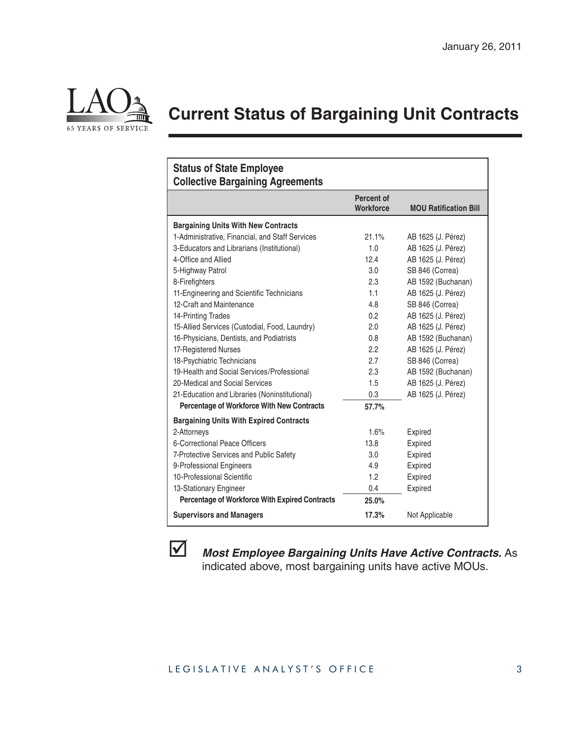January 26, 2011

# Current Status of Bargaining Unit Contracts

**Status of State Employee Collective Bargaining Agreements**

| | Percent of Workforce | MOU Ratification Bill |
|---|---|---|
| **Bargaining Units With New Contracts** | | |
| 1-Administrative, Financial, and Staff Services | 21.1% | AB 1625 (J. Pérez) |
| 3-Educators and Librarians (Institutional) | 1.0 | AB 1625 (J. Pérez) |
| 4-Office and Allied | 12.4 | AB 1625 (J. Pérez) |
| 5-Highway Patrol | 3.0 | SB 846 (Correa) |
| 8-Firefighters | 2.3 | AB 1592 (Buchanan) |
| 11-Engineering and Scientific Technicians | 1.1 | AB 1625 (J. Pérez) |
| 12-Craft and Maintenance | 4.8 | SB 846 (Correa) |
| 14-Printing Trades | 0.2 | AB 1625 (J. Pérez) |
| 15-Allied Services (Custodial, Food, Laundry) | 2.0 | AB 1625 (J. Pérez) |
| 16-Physicians, Dentists, and Podiatrists | 0.8 | AB 1592 (Buchanan) |
| 17-Registered Nurses | 2.2 | AB 1625 (J. Pérez) |
| 18-Psychiatric Technicians | 2.7 | SB 846 (Correa) |
| 19-Health and Social Services/Professional | 2.3 | AB 1592 (Buchanan) |
| 20-Medical and Social Services | 1.5 | AB 1625 (J. Pérez) |
| 21-Education and Libraries (Noninstitutional) | 0.3 | AB 1625 (J. Pérez) |
| **Percentage of Workforce With New Contracts** | **57.7%** | |
| **Bargaining Units With Expired Contracts** | | |
| 2-Attorneys | 1.6% | Expired |
| 6-Correctional Peace Officers | 13.8 | Expired |
| 7-Protective Services and Public Safety | 3.0 | Expired |
| 9-Professional Engineers | 4.9 | Expired |
| 10-Professional Scientific | 1.2 | Expired |
| 13-Stationary Engineer | 0.4 | Expired |
| **Percentage of Workforce With Expired Contracts** | **25.0%** | |
| **Supervisors and Managers** | **17.3%** | Not Applicable |

☑ ***Most Employee Bargaining Units Have Active Contracts.*** As indicated above, most bargaining units have active MOUs.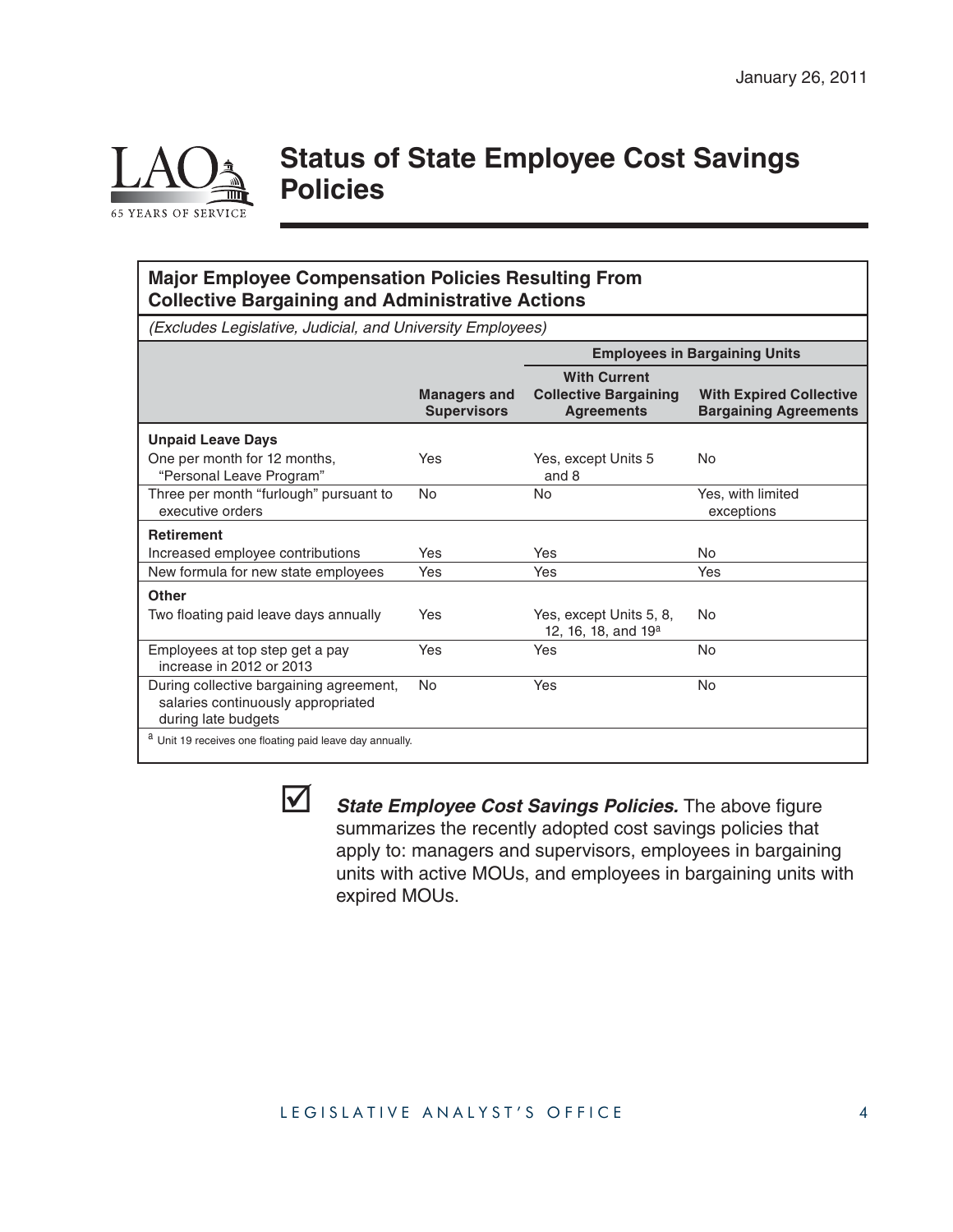# Status of State Employee Cost Savings Policies

**Major Employee Compensation Policies Resulting From Collective Bargaining and Administrative Actions**

*(Excludes Legislative, Judicial, and University Employees)*

| | | Employees in Bargaining Units | |
|---|---|---|---|
| | Managers and Supervisors | With Current Collective Bargaining Agreements | With Expired Collective Bargaining Agreements |
| **Unpaid Leave Days** | | | |
| One per month for 12 months, "Personal Leave Program" | Yes | Yes, except Units 5 and 8 | No |
| Three per month "furlough" pursuant to executive orders | No | No | Yes, with limited exceptions |
| **Retirement** | | | |
| Increased employee contributions | Yes | Yes | No |
| New formula for new state employees | Yes | Yes | Yes |
| **Other** | | | |
| Two floating paid leave days annually | Yes | Yes, except Units 5, 8, 12, 16, 18, and 19[a] | No |
| Employees at top step get a pay increase in 2012 or 2013 | Yes | Yes | No |
| During collective bargaining agreement, salaries continuously appropriated during late budgets | No | Yes | No |

[a] Unit 19 receives one floating paid leave day annually.

- ☑ ***State Employee Cost Savings Policies.*** The above figure summarizes the recently adopted cost savings policies that apply to: managers and supervisors, employees in bargaining units with active MOUs, and employees in bargaining units with expired MOUs.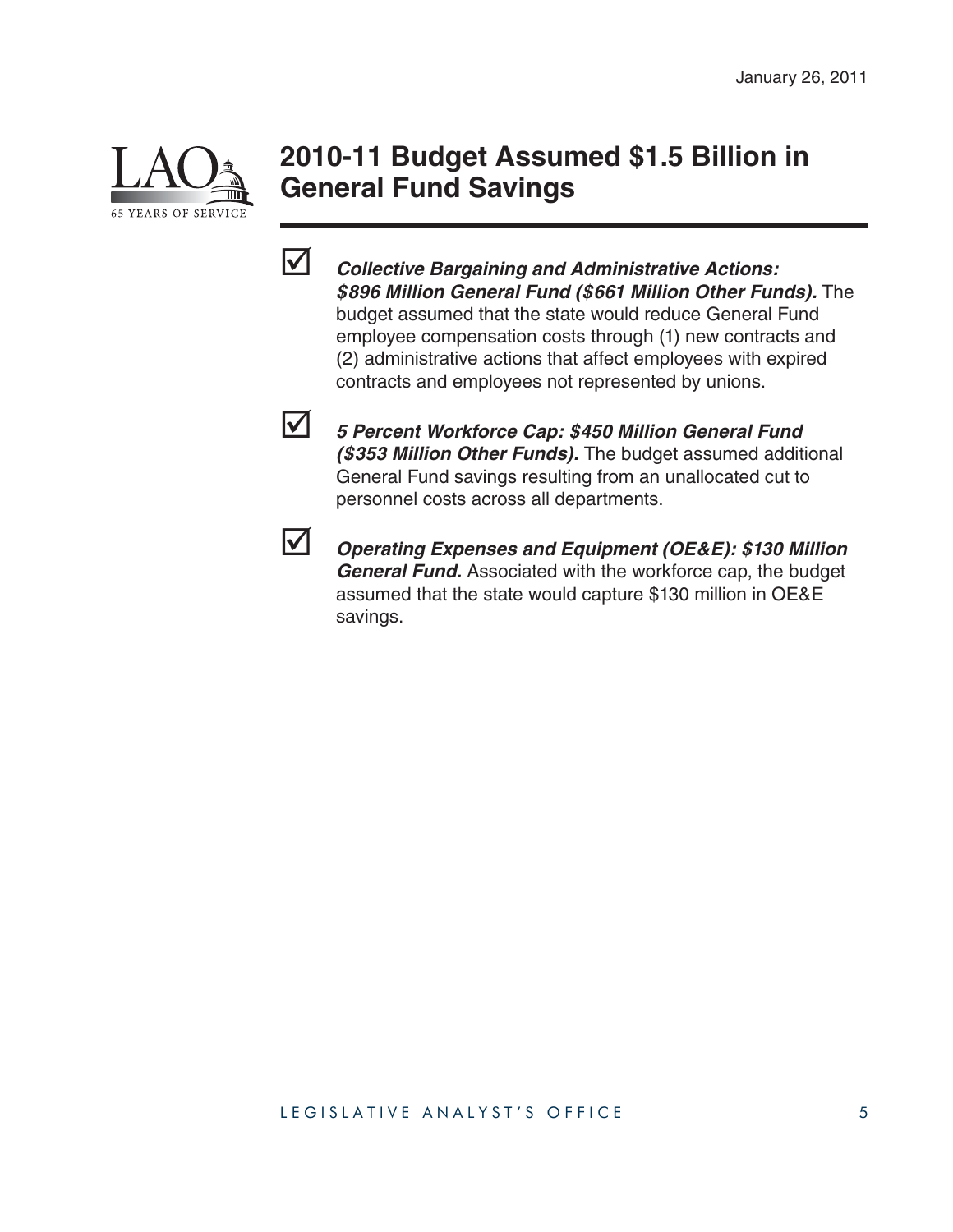# 2010-11 Budget Assumed $1.5 Billion in General Fund Savings

- ***Collective Bargaining and Administrative Actions: $896 Million General Fund ($661 Million Other Funds).*** The budget assumed that the state would reduce General Fund employee compensation costs through (1) new contracts and (2) administrative actions that affect employees with expired contracts and employees not represented by unions.

- ***5 Percent Workforce Cap: $450 Million General Fund ($353 Million Other Funds).*** The budget assumed additional General Fund savings resulting from an unallocated cut to personnel costs across all departments.

- ***Operating Expenses and Equipment (OE&E): $130 Million General Fund.*** Associated with the workforce cap, the budget assumed that the state would capture $130 million in OE&E savings.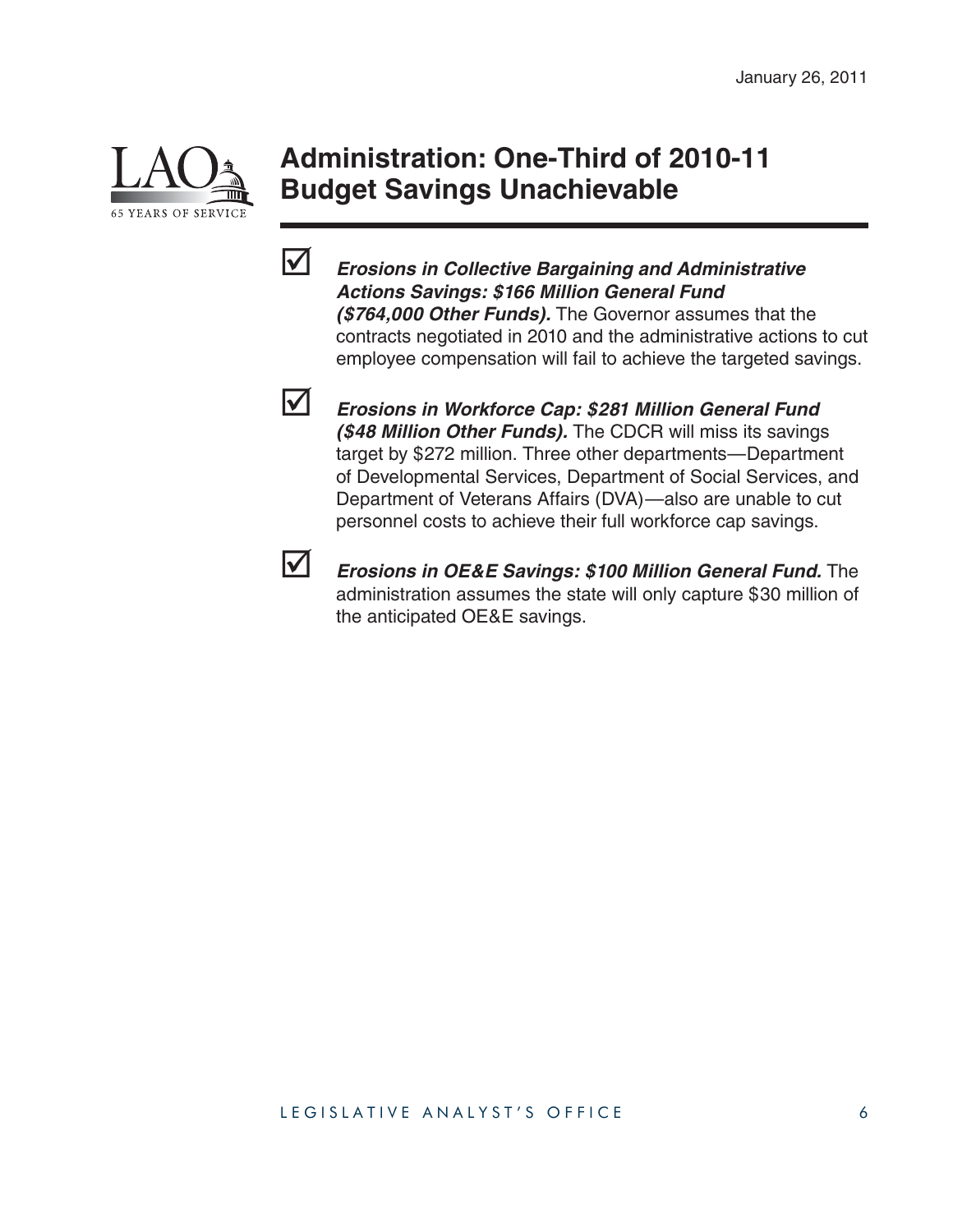January 26, 2011

# Administration: One-Third of 2010-11 Budget Savings Unachievable

- ☑ ***Erosions in Collective Bargaining and Administrative Actions Savings: $166 Million General Fund ($764,000 Other Funds).*** The Governor assumes that the contracts negotiated in 2010 and the administrative actions to cut employee compensation will fail to achieve the targeted savings.

- ☑ ***Erosions in Workforce Cap: $281 Million General Fund ($48 Million Other Funds).*** The CDCR will miss its savings target by $272 million. Three other departments—Department of Developmental Services, Department of Social Services, and Department of Veterans Affairs (DVA)—also are unable to cut personnel costs to achieve their full workforce cap savings.

- ☑ ***Erosions in OE&E Savings: $100 Million General Fund.*** The administration assumes the state will only capture $30 million of the anticipated OE&E savings.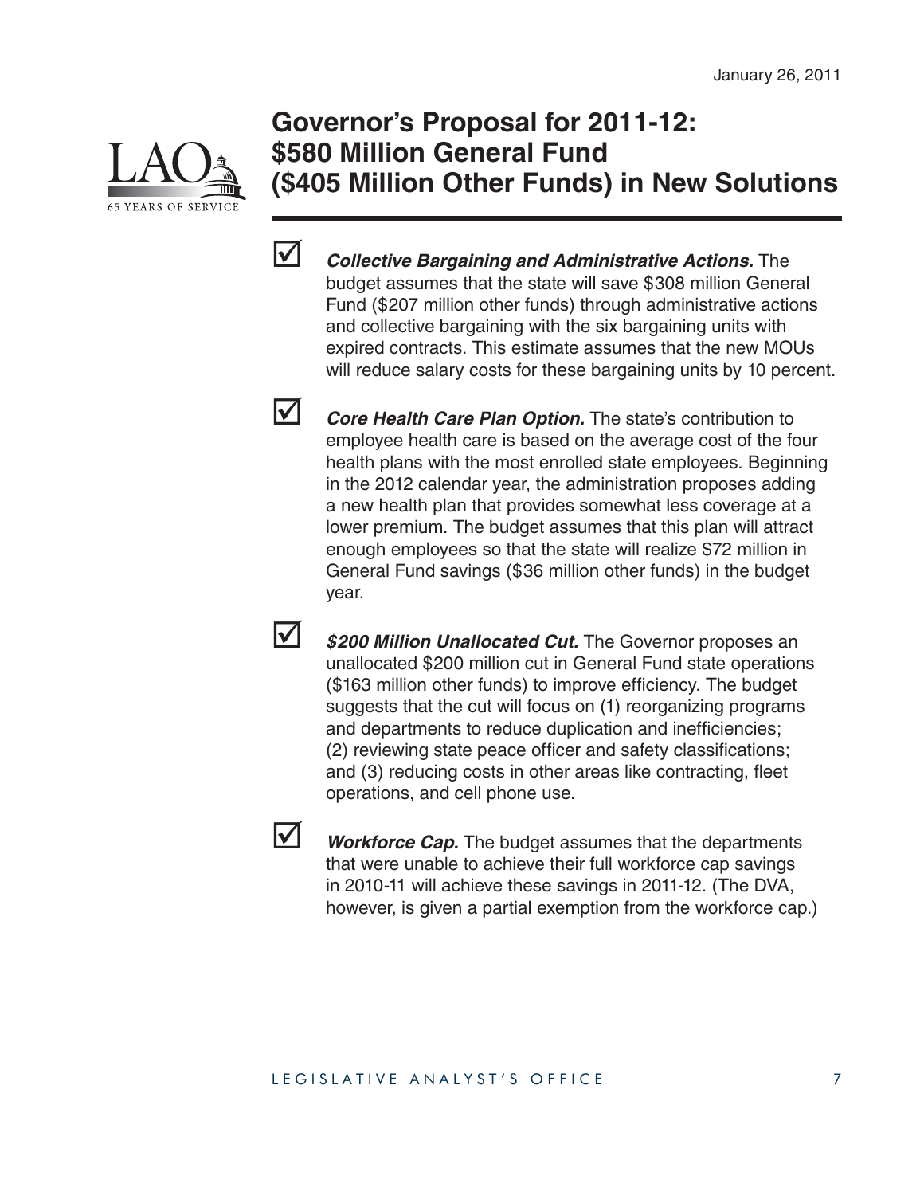# Governor's Proposal for 2011-12: $580 Million General Fund ($405 Million Other Funds) in New Solutions

- ☑ ***Collective Bargaining and Administrative Actions.*** The budget assumes that the state will save $308 million General Fund ($207 million other funds) through administrative actions and collective bargaining with the six bargaining units with expired contracts. This estimate assumes that the new MOUs will reduce salary costs for these bargaining units by 10 percent.

- ☑ ***Core Health Care Plan Option.*** The state's contribution to employee health care is based on the average cost of the four health plans with the most enrolled state employees. Beginning in the 2012 calendar year, the administration proposes adding a new health plan that provides somewhat less coverage at a lower premium. The budget assumes that this plan will attract enough employees so that the state will realize $72 million in General Fund savings ($36 million other funds) in the budget year.

- ☑ ***$200 Million Unallocated Cut.*** The Governor proposes an unallocated $200 million cut in General Fund state operations ($163 million other funds) to improve efficiency. The budget suggests that the cut will focus on (1) reorganizing programs and departments to reduce duplication and inefficiencies; (2) reviewing state peace officer and safety classifications; and (3) reducing costs in other areas like contracting, fleet operations, and cell phone use.

- ☑ ***Workforce Cap.*** The budget assumes that the departments that were unable to achieve their full workforce cap savings in 2010-11 will achieve these savings in 2011-12. (The DVA, however, is given a partial exemption from the workforce cap.)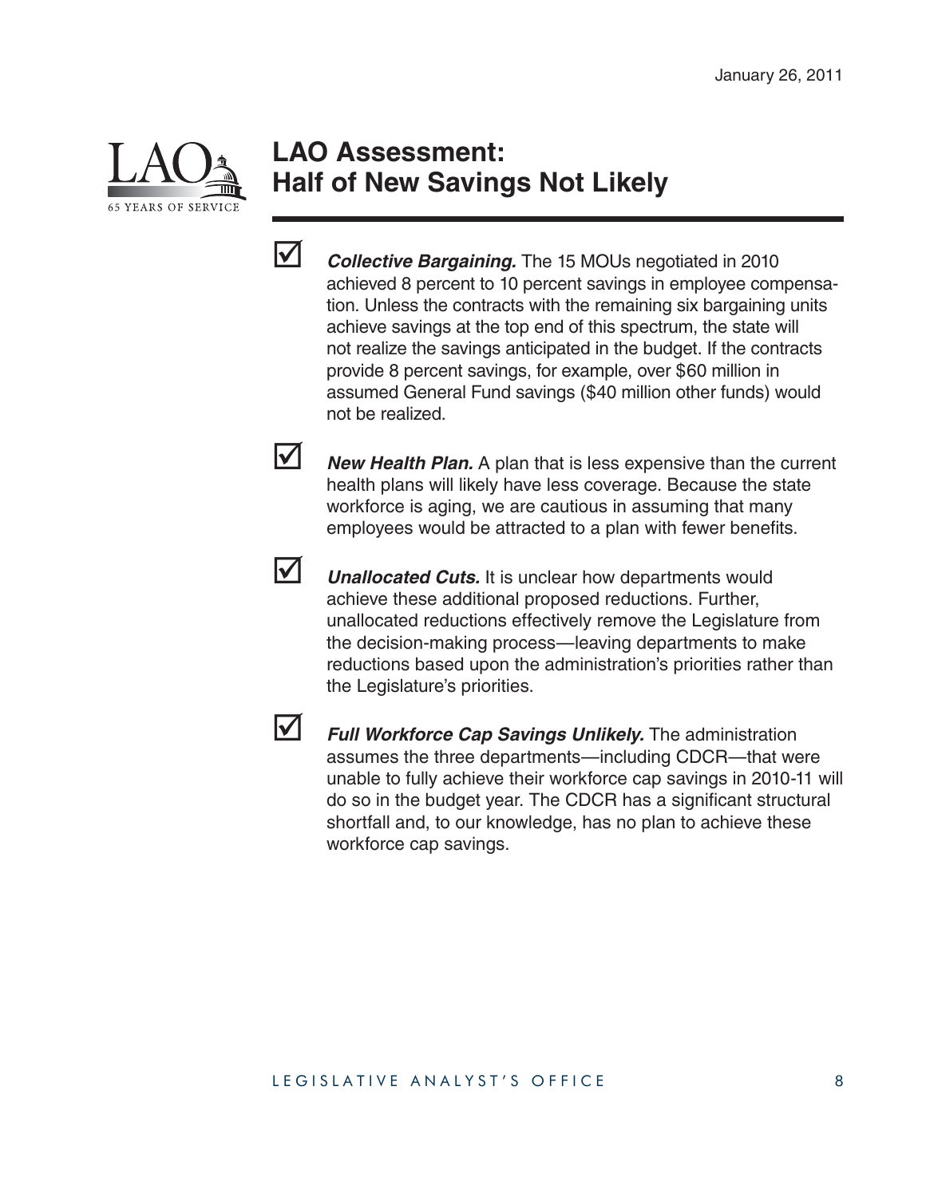# LAO Assessment: Half of New Savings Not Likely

- ***Collective Bargaining.*** The 15 MOUs negotiated in 2010 achieved 8 percent to 10 percent savings in employee compensation. Unless the contracts with the remaining six bargaining units achieve savings at the top end of this spectrum, the state will not realize the savings anticipated in the budget. If the contracts provide 8 percent savings, for example, over $60 million in assumed General Fund savings ($40 million other funds) would not be realized.

- ***New Health Plan.*** A plan that is less expensive than the current health plans will likely have less coverage. Because the state workforce is aging, we are cautious in assuming that many employees would be attracted to a plan with fewer benefits.

- ***Unallocated Cuts.*** It is unclear how departments would achieve these additional proposed reductions. Further, unallocated reductions effectively remove the Legislature from the decision-making process—leaving departments to make reductions based upon the administration's priorities rather than the Legislature's priorities.

- ***Full Workforce Cap Savings Unlikely.*** The administration assumes the three departments—including CDCR—that were unable to fully achieve their workforce cap savings in 2010-11 will do so in the budget year. The CDCR has a significant structural shortfall and, to our knowledge, has no plan to achieve these workforce cap savings.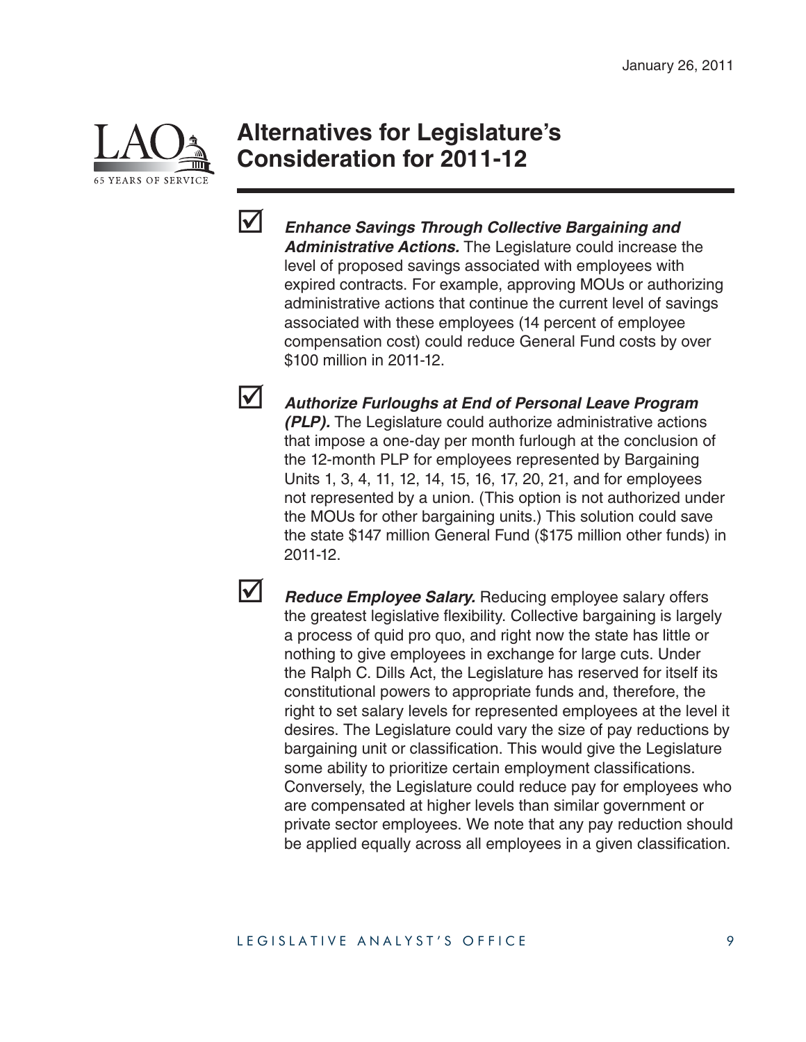# Alternatives for Legislature's Consideration for 2011-12

- ☑ ***Enhance Savings Through Collective Bargaining and Administrative Actions.*** The Legislature could increase the level of proposed savings associated with employees with expired contracts. For example, approving MOUs or authorizing administrative actions that continue the current level of savings associated with these employees (14 percent of employee compensation cost) could reduce General Fund costs by over $100 million in 2011-12.

- ☑ ***Authorize Furloughs at End of Personal Leave Program (PLP).*** The Legislature could authorize administrative actions that impose a one-day per month furlough at the conclusion of the 12-month PLP for employees represented by Bargaining Units 1, 3, 4, 11, 12, 14, 15, 16, 17, 20, 21, and for employees not represented by a union. (This option is not authorized under the MOUs for other bargaining units.) This solution could save the state $147 million General Fund ($175 million other funds) in 2011-12.

- ☑ ***Reduce Employee Salary.*** Reducing employee salary offers the greatest legislative flexibility. Collective bargaining is largely a process of quid pro quo, and right now the state has little or nothing to give employees in exchange for large cuts. Under the Ralph C. Dills Act, the Legislature has reserved for itself its constitutional powers to appropriate funds and, therefore, the right to set salary levels for represented employees at the level it desires. The Legislature could vary the size of pay reductions by bargaining unit or classification. This would give the Legislature some ability to prioritize certain employment classifications. Conversely, the Legislature could reduce pay for employees who are compensated at higher levels than similar government or private sector employees. We note that any pay reduction should be applied equally across all employees in a given classification.